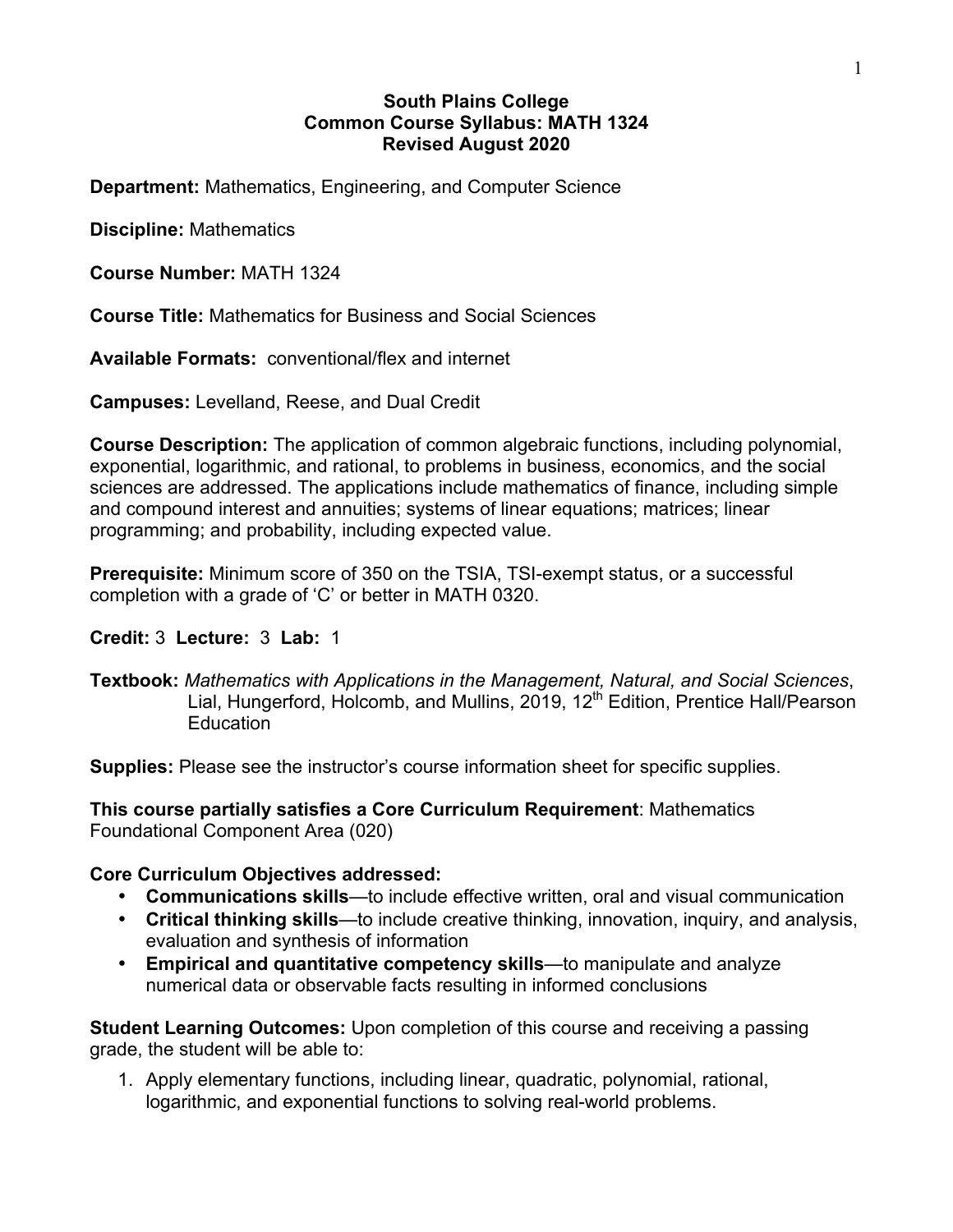# South Plains College
## Common Course Syllabus: MATH 1324
## Revised August 2020

**Department:** Mathematics, Engineering, and Computer Science

**Discipline:** Mathematics

**Course Number:** MATH 1324

**Course Title:** Mathematics for Business and Social Sciences

**Available Formats:** conventional/flex and internet

**Campuses:** Levelland, Reese, and Dual Credit

**Course Description:** The application of common algebraic functions, including polynomial, exponential, logarithmic, and rational, to problems in business, economics, and the social sciences are addressed. The applications include mathematics of finance, including simple and compound interest and annuities; systems of linear equations; matrices; linear programming; and probability, including expected value.

**Prerequisite:** Minimum score of 350 on the TSIA, TSI-exempt status, or a successful completion with a grade of 'C' or better in MATH 0320.

**Credit:** 3 **Lecture:** 3 **Lab:** 1

**Textbook:** *Mathematics with Applications in the Management, Natural, and Social Sciences*, Lial, Hungerford, Holcomb, and Mullins, 2019, 12th Edition, Prentice Hall/Pearson Education

**Supplies:** Please see the instructor's course information sheet for specific supplies.

**This course partially satisfies a Core Curriculum Requirement**: Mathematics Foundational Component Area (020)

**Core Curriculum Objectives addressed:**

- **Communications skills**—to include effective written, oral and visual communication
- **Critical thinking skills**—to include creative thinking, innovation, inquiry, and analysis, evaluation and synthesis of information
- **Empirical and quantitative competency skills**—to manipulate and analyze numerical data or observable facts resulting in informed conclusions

**Student Learning Outcomes:** Upon completion of this course and receiving a passing grade, the student will be able to:

1. Apply elementary functions, including linear, quadratic, polynomial, rational, logarithmic, and exponential functions to solving real-world problems.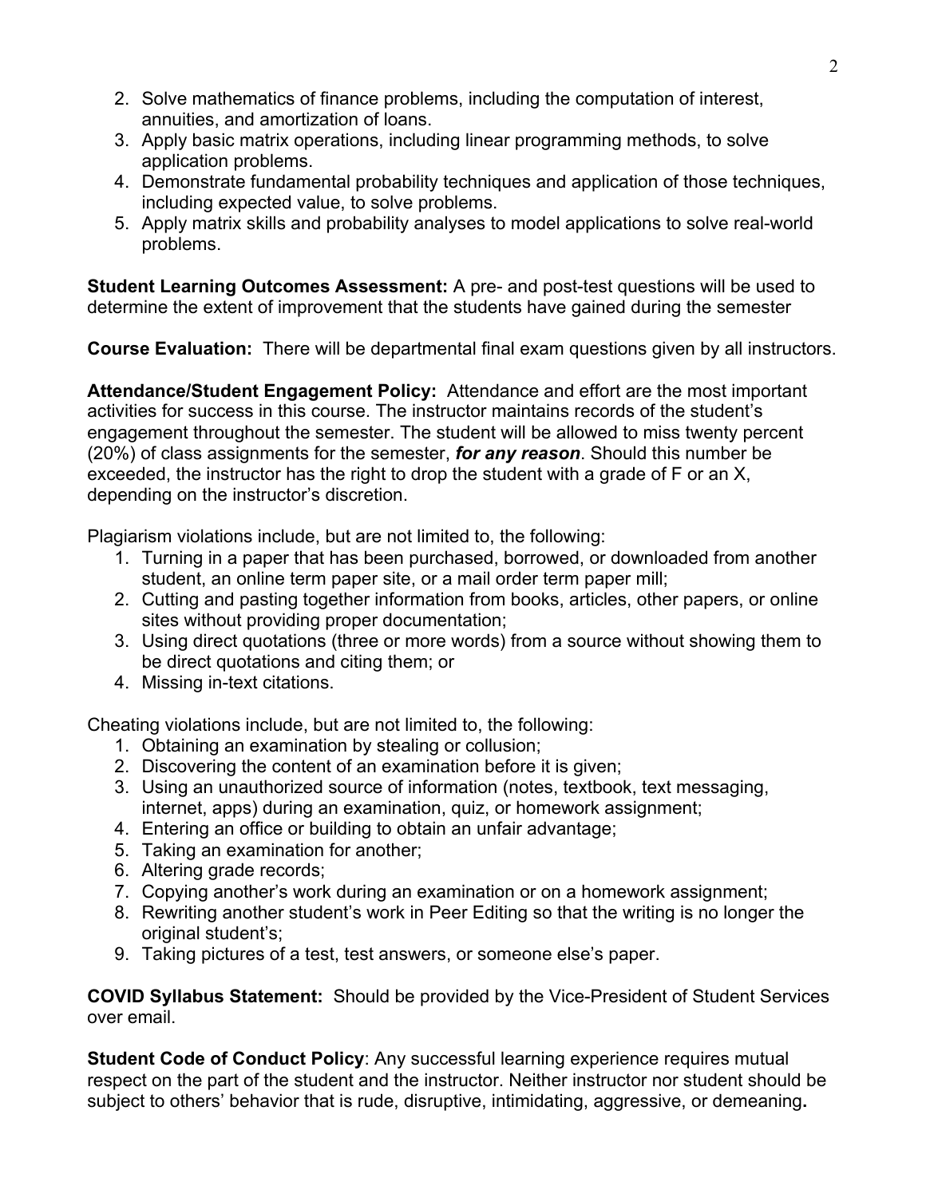2. Solve mathematics of finance problems, including the computation of interest, annuities, and amortization of loans.
3. Apply basic matrix operations, including linear programming methods, to solve application problems.
4. Demonstrate fundamental probability techniques and application of those techniques, including expected value, to solve problems.
5. Apply matrix skills and probability analyses to model applications to solve real-world problems.

**Student Learning Outcomes Assessment:** A pre- and post-test questions will be used to determine the extent of improvement that the students have gained during the semester

**Course Evaluation:** There will be departmental final exam questions given by all instructors.

**Attendance/Student Engagement Policy:** Attendance and effort are the most important activities for success in this course. The instructor maintains records of the student's engagement throughout the semester. The student will be allowed to miss twenty percent (20%) of class assignments for the semester, ***for any reason***. Should this number be exceeded, the instructor has the right to drop the student with a grade of F or an X, depending on the instructor's discretion.

Plagiarism violations include, but are not limited to, the following:

1. Turning in a paper that has been purchased, borrowed, or downloaded from another student, an online term paper site, or a mail order term paper mill;
2. Cutting and pasting together information from books, articles, other papers, or online sites without providing proper documentation;
3. Using direct quotations (three or more words) from a source without showing them to be direct quotations and citing them; or
4. Missing in-text citations.

Cheating violations include, but are not limited to, the following:

1. Obtaining an examination by stealing or collusion;
2. Discovering the content of an examination before it is given;
3. Using an unauthorized source of information (notes, textbook, text messaging, internet, apps) during an examination, quiz, or homework assignment;
4. Entering an office or building to obtain an unfair advantage;
5. Taking an examination for another;
6. Altering grade records;
7. Copying another's work during an examination or on a homework assignment;
8. Rewriting another student's work in Peer Editing so that the writing is no longer the original student's;
9. Taking pictures of a test, test answers, or someone else's paper.

**COVID Syllabus Statement:** Should be provided by the Vice-President of Student Services over email.

**Student Code of Conduct Policy**: Any successful learning experience requires mutual respect on the part of the student and the instructor. Neither instructor nor student should be subject to others' behavior that is rude, disruptive, intimidating, aggressive, or demeaning**.**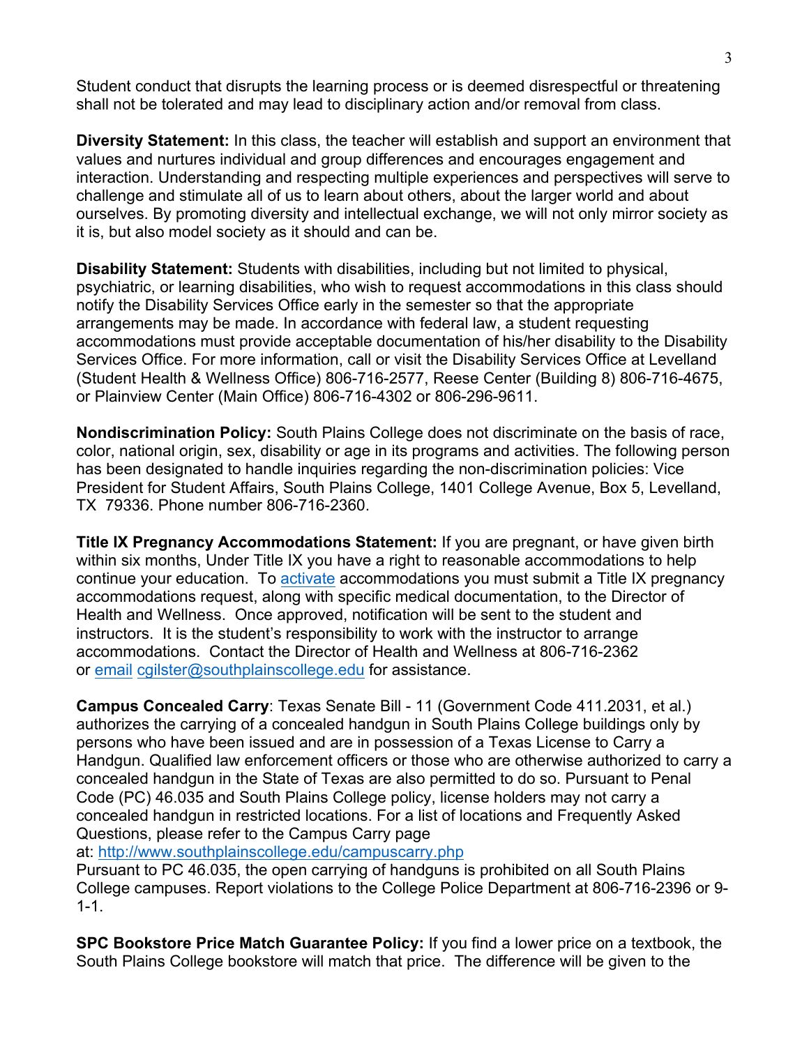Student conduct that disrupts the learning process or is deemed disrespectful or threatening shall not be tolerated and may lead to disciplinary action and/or removal from class.

**Diversity Statement:** In this class, the teacher will establish and support an environment that values and nurtures individual and group differences and encourages engagement and interaction. Understanding and respecting multiple experiences and perspectives will serve to challenge and stimulate all of us to learn about others, about the larger world and about ourselves. By promoting diversity and intellectual exchange, we will not only mirror society as it is, but also model society as it should and can be.

**Disability Statement:** Students with disabilities, including but not limited to physical, psychiatric, or learning disabilities, who wish to request accommodations in this class should notify the Disability Services Office early in the semester so that the appropriate arrangements may be made. In accordance with federal law, a student requesting accommodations must provide acceptable documentation of his/her disability to the Disability Services Office. For more information, call or visit the Disability Services Office at Levelland (Student Health & Wellness Office) 806-716-2577, Reese Center (Building 8) 806-716-4675, or Plainview Center (Main Office) 806-716-4302 or 806-296-9611.

**Nondiscrimination Policy:** South Plains College does not discriminate on the basis of race, color, national origin, sex, disability or age in its programs and activities. The following person has been designated to handle inquiries regarding the non-discrimination policies: Vice President for Student Affairs, South Plains College, 1401 College Avenue, Box 5, Levelland, TX 79336. Phone number 806-716-2360.

**Title IX Pregnancy Accommodations Statement:** If you are pregnant, or have given birth within six months, Under Title IX you have a right to reasonable accommodations to help continue your education. To activate accommodations you must submit a Title IX pregnancy accommodations request, along with specific medical documentation, to the Director of Health and Wellness. Once approved, notification will be sent to the student and instructors. It is the student's responsibility to work with the instructor to arrange accommodations. Contact the Director of Health and Wellness at 806-716-2362 or email cgilster@southplainscollege.edu for assistance.

**Campus Concealed Carry**: Texas Senate Bill - 11 (Government Code 411.2031, et al.) authorizes the carrying of a concealed handgun in South Plains College buildings only by persons who have been issued and are in possession of a Texas License to Carry a Handgun. Qualified law enforcement officers or those who are otherwise authorized to carry a concealed handgun in the State of Texas are also permitted to do so. Pursuant to Penal Code (PC) 46.035 and South Plains College policy, license holders may not carry a concealed handgun in restricted locations. For a list of locations and Frequently Asked Questions, please refer to the Campus Carry page at: http://www.southplainscollege.edu/campuscarry.php
Pursuant to PC 46.035, the open carrying of handguns is prohibited on all South Plains College campuses. Report violations to the College Police Department at 806-716-2396 or 9-1-1.

**SPC Bookstore Price Match Guarantee Policy:** If you find a lower price on a textbook, the South Plains College bookstore will match that price. The difference will be given to the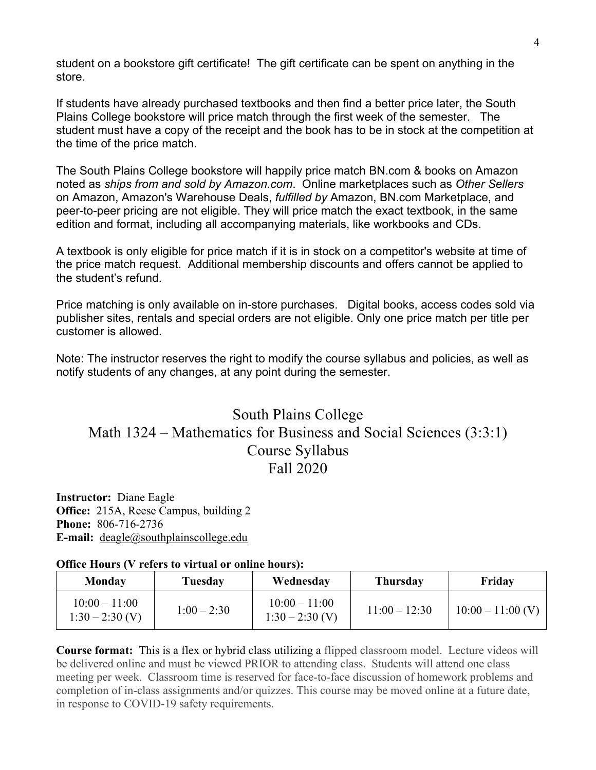student on a bookstore gift certificate! The gift certificate can be spent on anything in the store.

If students have already purchased textbooks and then find a better price later, the South Plains College bookstore will price match through the first week of the semester. The student must have a copy of the receipt and the book has to be in stock at the competition at the time of the price match.

The South Plains College bookstore will happily price match BN.com & books on Amazon noted as *ships from and sold by Amazon.com*. Online marketplaces such as *Other Sellers* on Amazon, Amazon's Warehouse Deals, *fulfilled by* Amazon, BN.com Marketplace, and peer-to-peer pricing are not eligible. They will price match the exact textbook, in the same edition and format, including all accompanying materials, like workbooks and CDs.

A textbook is only eligible for price match if it is in stock on a competitor's website at time of the price match request. Additional membership discounts and offers cannot be applied to the student's refund.

Price matching is only available on in-store purchases. Digital books, access codes sold via publisher sites, rentals and special orders are not eligible. Only one price match per title per customer is allowed.

Note: The instructor reserves the right to modify the course syllabus and policies, as well as notify students of any changes, at any point during the semester.

# South Plains College
# Math 1324 – Mathematics for Business and Social Sciences (3:3:1)
# Course Syllabus
# Fall 2020

**Instructor:** Diane Eagle
**Office:** 215A, Reese Campus, building 2
**Phone:** 806-716-2736
**E-mail:** deagle@southplainscollege.edu

**Office Hours (V refers to virtual or online hours):**

| Monday | Tuesday | Wednesday | Thursday | Friday |
|---|---|---|---|---|
| 10:00 – 11:00<br>1:30 – 2:30 (V) | 1:00 – 2:30 | 10:00 – 11:00<br>1:30 – 2:30 (V) | 11:00 – 12:30 | 10:00 – 11:00 (V) |

**Course format:** This is a flex or hybrid class utilizing a flipped classroom model. Lecture videos will be delivered online and must be viewed PRIOR to attending class. Students will attend one class meeting per week. Classroom time is reserved for face-to-face discussion of homework problems and completion of in-class assignments and/or quizzes. This course may be moved online at a future date, in response to COVID-19 safety requirements.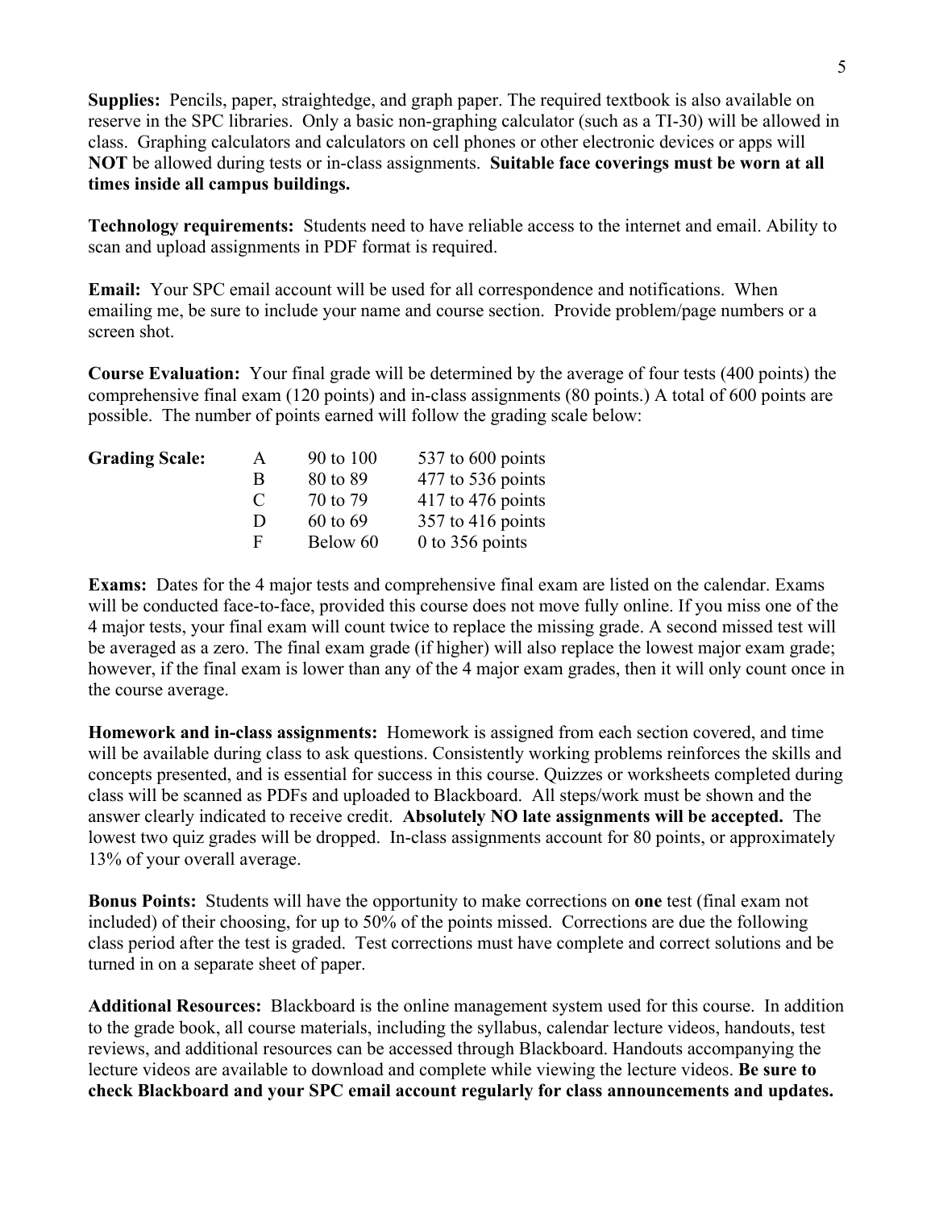**Supplies:** Pencils, paper, straightedge, and graph paper. The required textbook is also available on reserve in the SPC libraries. Only a basic non-graphing calculator (such as a TI-30) will be allowed in class. Graphing calculators and calculators on cell phones or other electronic devices or apps will **NOT** be allowed during tests or in-class assignments. **Suitable face coverings must be worn at all times inside all campus buildings.**

**Technology requirements:** Students need to have reliable access to the internet and email. Ability to scan and upload assignments in PDF format is required.

**Email:** Your SPC email account will be used for all correspondence and notifications. When emailing me, be sure to include your name and course section. Provide problem/page numbers or a screen shot.

**Course Evaluation:** Your final grade will be determined by the average of four tests (400 points) the comprehensive final exam (120 points) and in-class assignments (80 points.) A total of 600 points are possible. The number of points earned will follow the grading scale below:

| **Grading Scale:** | | | |
|---|---|---|---|
| | A | 90 to 100 | 537 to 600 points |
| | B | 80 to 89 | 477 to 536 points |
| | C | 70 to 79 | 417 to 476 points |
| | D | 60 to 69 | 357 to 416 points |
| | F | Below 60 | 0 to 356 points |

**Exams:** Dates for the 4 major tests and comprehensive final exam are listed on the calendar. Exams will be conducted face-to-face, provided this course does not move fully online. If you miss one of the 4 major tests, your final exam will count twice to replace the missing grade. A second missed test will be averaged as a zero. The final exam grade (if higher) will also replace the lowest major exam grade; however, if the final exam is lower than any of the 4 major exam grades, then it will only count once in the course average.

**Homework and in-class assignments:** Homework is assigned from each section covered, and time will be available during class to ask questions. Consistently working problems reinforces the skills and concepts presented, and is essential for success in this course. Quizzes or worksheets completed during class will be scanned as PDFs and uploaded to Blackboard. All steps/work must be shown and the answer clearly indicated to receive credit. **Absolutely NO late assignments will be accepted.** The lowest two quiz grades will be dropped. In-class assignments account for 80 points, or approximately 13% of your overall average.

**Bonus Points:** Students will have the opportunity to make corrections on **one** test (final exam not included) of their choosing, for up to 50% of the points missed. Corrections are due the following class period after the test is graded. Test corrections must have complete and correct solutions and be turned in on a separate sheet of paper.

**Additional Resources:** Blackboard is the online management system used for this course. In addition to the grade book, all course materials, including the syllabus, calendar lecture videos, handouts, test reviews, and additional resources can be accessed through Blackboard. Handouts accompanying the lecture videos are available to download and complete while viewing the lecture videos. **Be sure to check Blackboard and your SPC email account regularly for class announcements and updates.**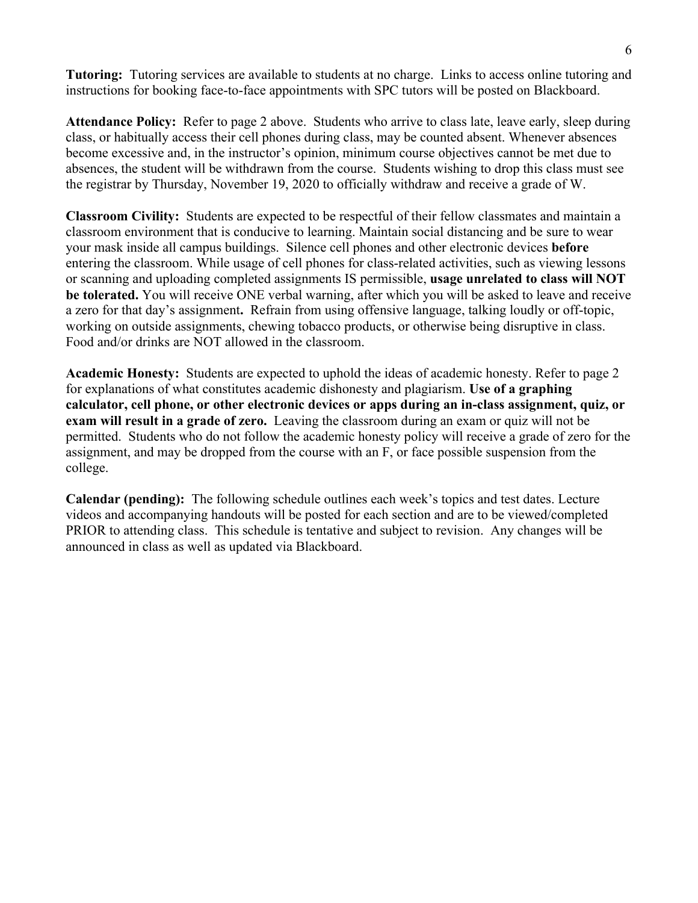**Tutoring:** Tutoring services are available to students at no charge. Links to access online tutoring and instructions for booking face-to-face appointments with SPC tutors will be posted on Blackboard.

**Attendance Policy:** Refer to page 2 above. Students who arrive to class late, leave early, sleep during class, or habitually access their cell phones during class, may be counted absent. Whenever absences become excessive and, in the instructor's opinion, minimum course objectives cannot be met due to absences, the student will be withdrawn from the course. Students wishing to drop this class must see the registrar by Thursday, November 19, 2020 to officially withdraw and receive a grade of W.

**Classroom Civility:** Students are expected to be respectful of their fellow classmates and maintain a classroom environment that is conducive to learning. Maintain social distancing and be sure to wear your mask inside all campus buildings. Silence cell phones and other electronic devices **before** entering the classroom. While usage of cell phones for class-related activities, such as viewing lessons or scanning and uploading completed assignments IS permissible, **usage unrelated to class will NOT be tolerated.** You will receive ONE verbal warning, after which you will be asked to leave and receive a zero for that day's assignment**.** Refrain from using offensive language, talking loudly or off-topic, working on outside assignments, chewing tobacco products, or otherwise being disruptive in class. Food and/or drinks are NOT allowed in the classroom.

**Academic Honesty:** Students are expected to uphold the ideas of academic honesty. Refer to page 2 for explanations of what constitutes academic dishonesty and plagiarism. **Use of a graphing calculator, cell phone, or other electronic devices or apps during an in-class assignment, quiz, or exam will result in a grade of zero.** Leaving the classroom during an exam or quiz will not be permitted. Students who do not follow the academic honesty policy will receive a grade of zero for the assignment, and may be dropped from the course with an F, or face possible suspension from the college.

**Calendar (pending):** The following schedule outlines each week's topics and test dates. Lecture videos and accompanying handouts will be posted for each section and are to be viewed/completed PRIOR to attending class. This schedule is tentative and subject to revision. Any changes will be announced in class as well as updated via Blackboard.